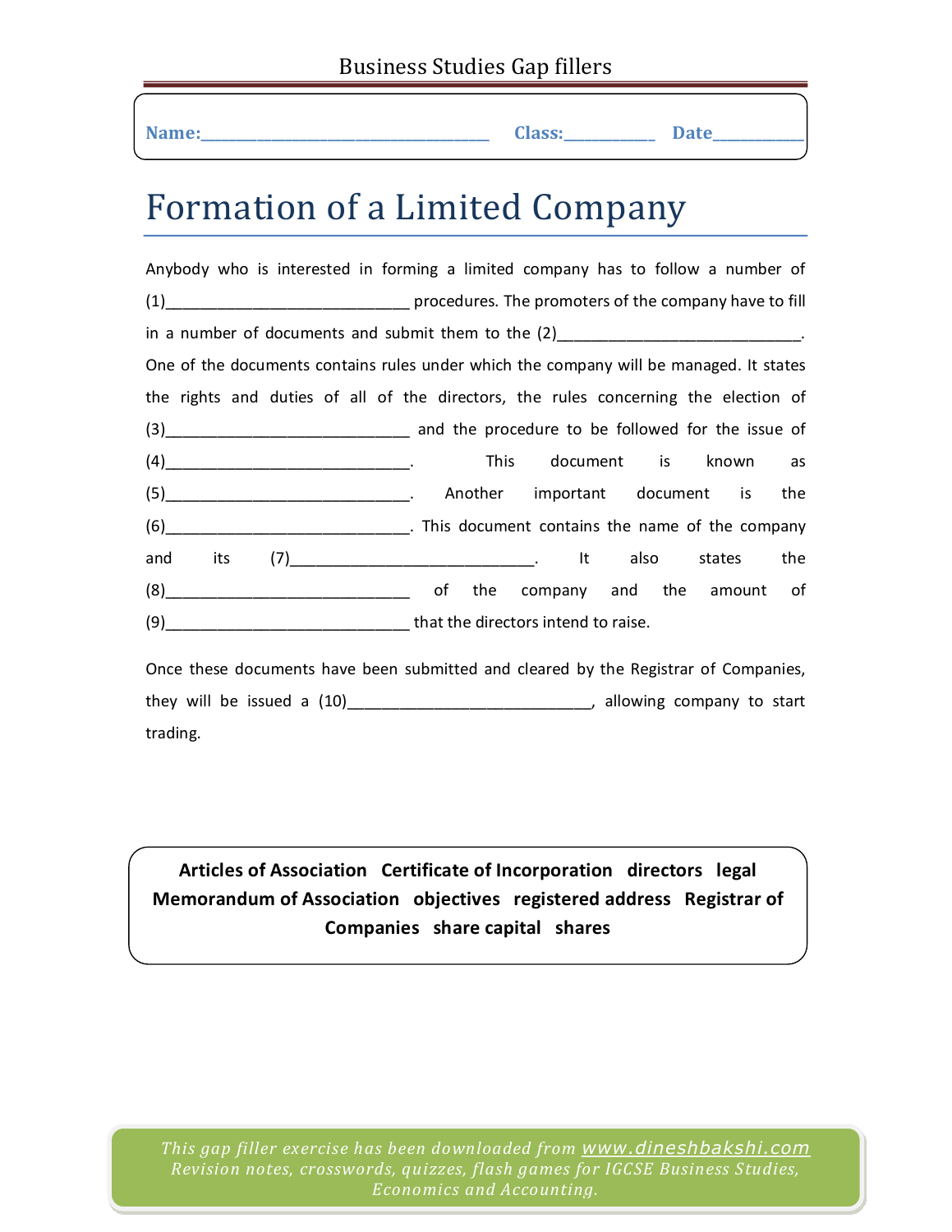Business Studies Gap fillers

**Name:**___________________________________ **Class:**___________ **Date**___________

# Formation of a Limited Company

Anybody who is interested in forming a limited company has to follow a number of (1)___________________________ procedures. The promoters of the company have to fill in a number of documents and submit them to the (2)___________________________. One of the documents contains rules under which the company will be managed. It states the rights and duties of all of the directors, the rules concerning the election of (3)___________________________ and the procedure to be followed for the issue of (4)___________________________. This document is known as (5)___________________________. Another important document is the (6)___________________________. This document contains the name of the company and its (7)___________________________. It also states the (8)___________________________ of the company and the amount of (9)___________________________ that the directors intend to raise.

Once these documents have been submitted and cleared by the Registrar of Companies, they will be issued a (10)___________________________, allowing company to start trading.

**Articles of Association   Certificate of Incorporation   directors   legal   Memorandum of Association   objectives   registered address   Registrar of Companies   share capital   shares**

*This gap filler exercise has been downloaded from www.dineshbakshi.com*
*Revision notes, crosswords, quizzes, flash games for IGCSE Business Studies, Economics and Accounting.*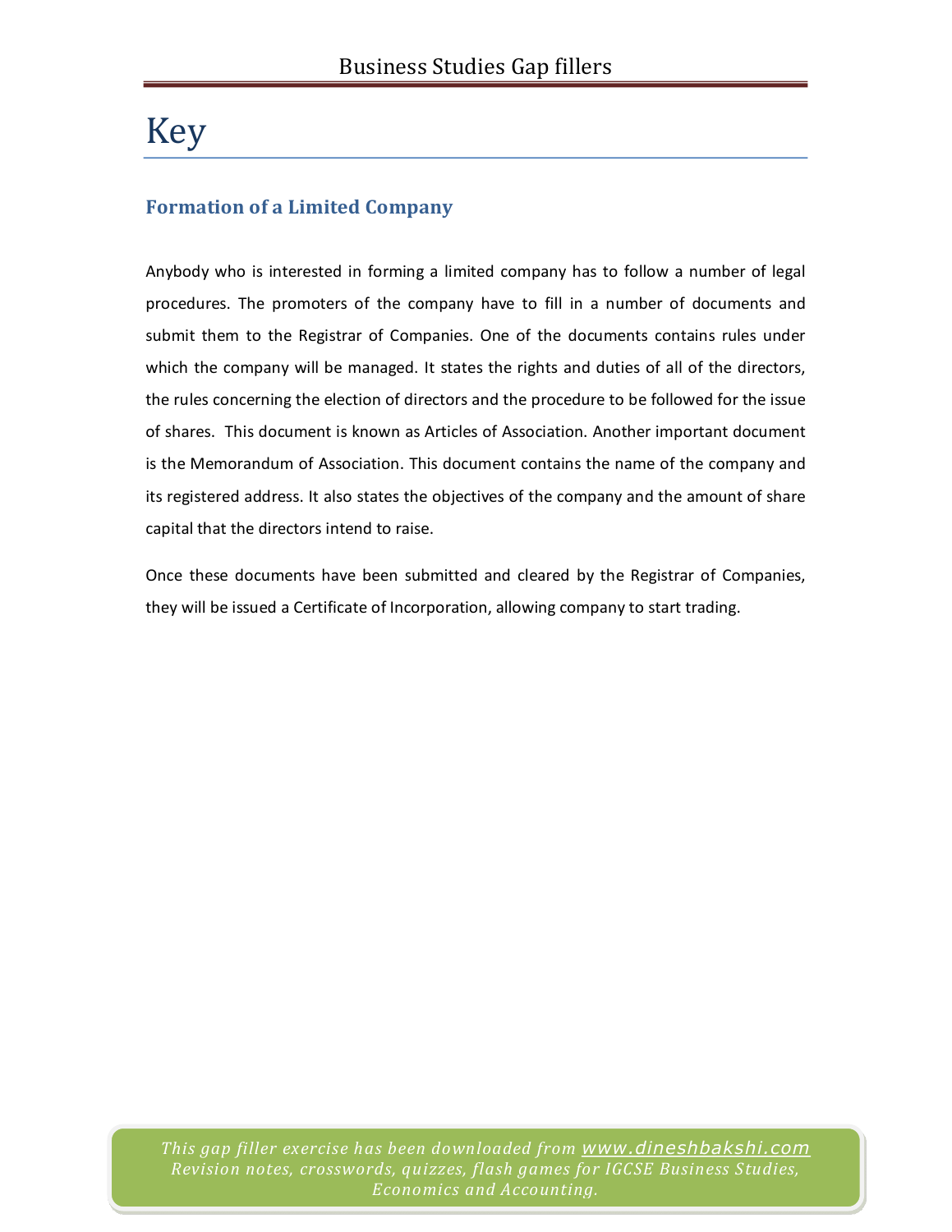# Key

## Formation of a Limited Company

Anybody who is interested in forming a limited company has to follow a number of legal procedures. The promoters of the company have to fill in a number of documents and submit them to the Registrar of Companies. One of the documents contains rules under which the company will be managed. It states the rights and duties of all of the directors, the rules concerning the election of directors and the procedure to be followed for the issue of shares. This document is known as Articles of Association. Another important document is the Memorandum of Association. This document contains the name of the company and its registered address. It also states the objectives of the company and the amount of share capital that the directors intend to raise.

Once these documents have been submitted and cleared by the Registrar of Companies, they will be issued a Certificate of Incorporation, allowing company to start trading.